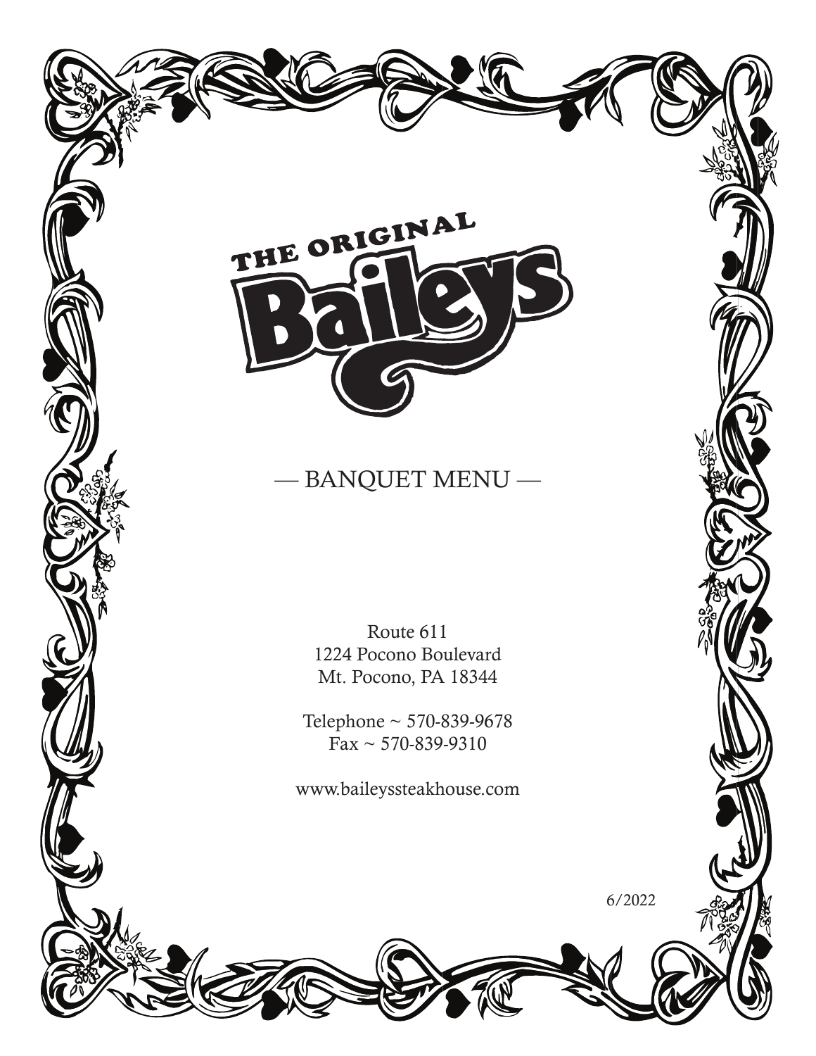# THE ORIGINAL Baileys

## — BANQUET MENU —

Route 611
1224 Pocono Boulevard
Mt. Pocono, PA 18344

Telephone ~ 570-839-9678
Fax ~ 570-839-9310

www.baileyssteakhouse.com

6/2022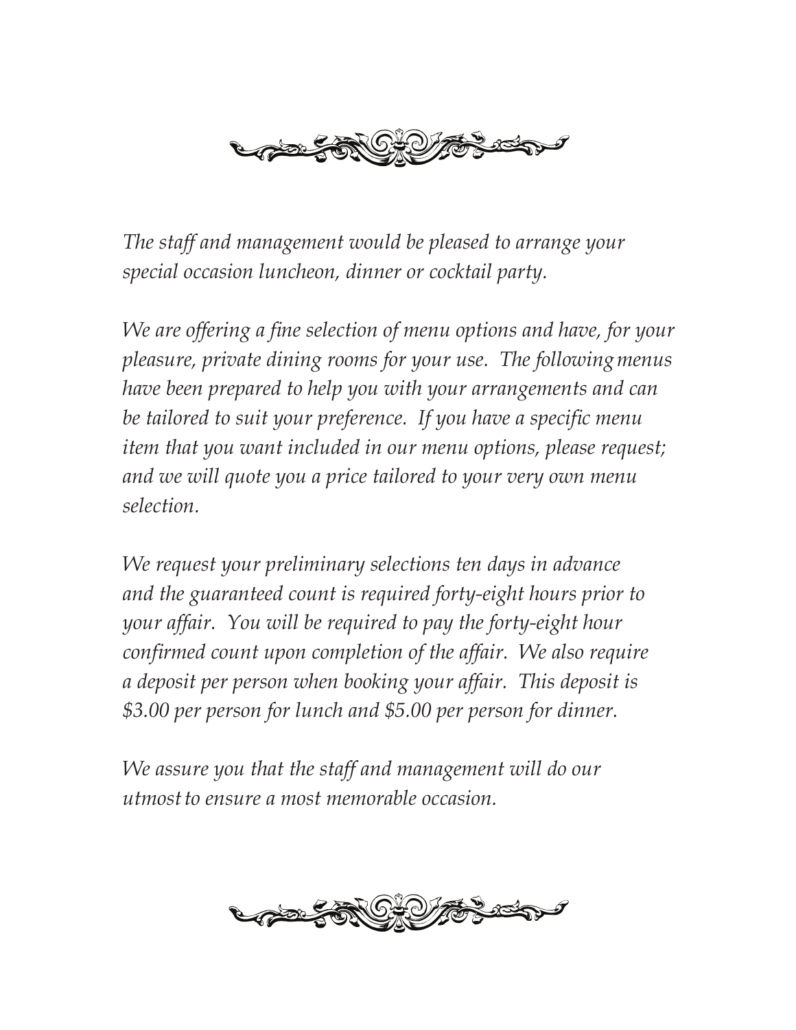*The staff and management would be pleased to arrange your special occasion luncheon, dinner or cocktail party.*

*We are offering a fine selection of menu options and have, for your pleasure, private dining rooms for your use. The following menus have been prepared to help you with your arrangements and can be tailored to suit your preference. If you have a specific menu item that you want included in our menu options, please request; and we will quote you a price tailored to your very own menu selection.*

*We request your preliminary selections ten days in advance and the guaranteed count is required forty-eight hours prior to your affair. You will be required to pay the forty-eight hour confirmed count upon completion of the affair. We also require a deposit per person when booking your affair. This deposit is $3.00 per person for lunch and $5.00 per person for dinner.*

*We assure you that the staff and management will do our utmost to ensure a most memorable occasion.*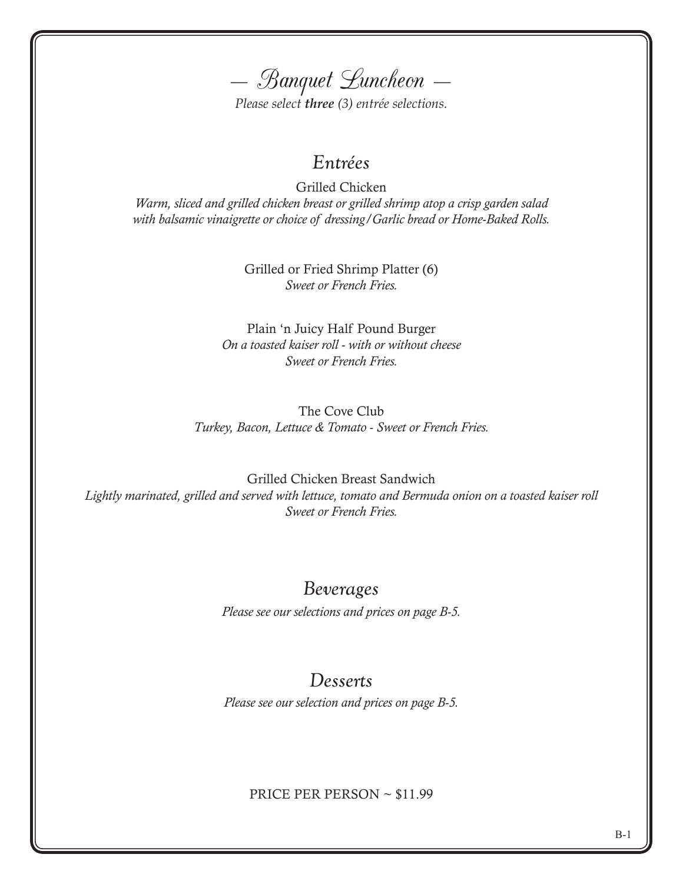# — Banquet Luncheon —

*Please select **three** (3) entrée selections.*

## Entrées

Grilled Chicken
*Warm, sliced and grilled chicken breast or grilled shrimp atop a crisp garden salad with balsamic vinaigrette or choice of dressing/Garlic bread or Home-Baked Rolls.*

Grilled or Fried Shrimp Platter (6)
*Sweet or French Fries.*

Plain 'n Juicy Half Pound Burger
*On a toasted kaiser roll - with or without cheese*
*Sweet or French Fries.*

The Cove Club
*Turkey, Bacon, Lettuce & Tomato - Sweet or French Fries.*

Grilled Chicken Breast Sandwich
*Lightly marinated, grilled and served with lettuce, tomato and Bermuda onion on a toasted kaiser roll*
*Sweet or French Fries.*

## Beverages

*Please see our selections and prices on page B-5.*

## Desserts

*Please see our selection and prices on page B-5.*

PRICE PER PERSON ~ $11.99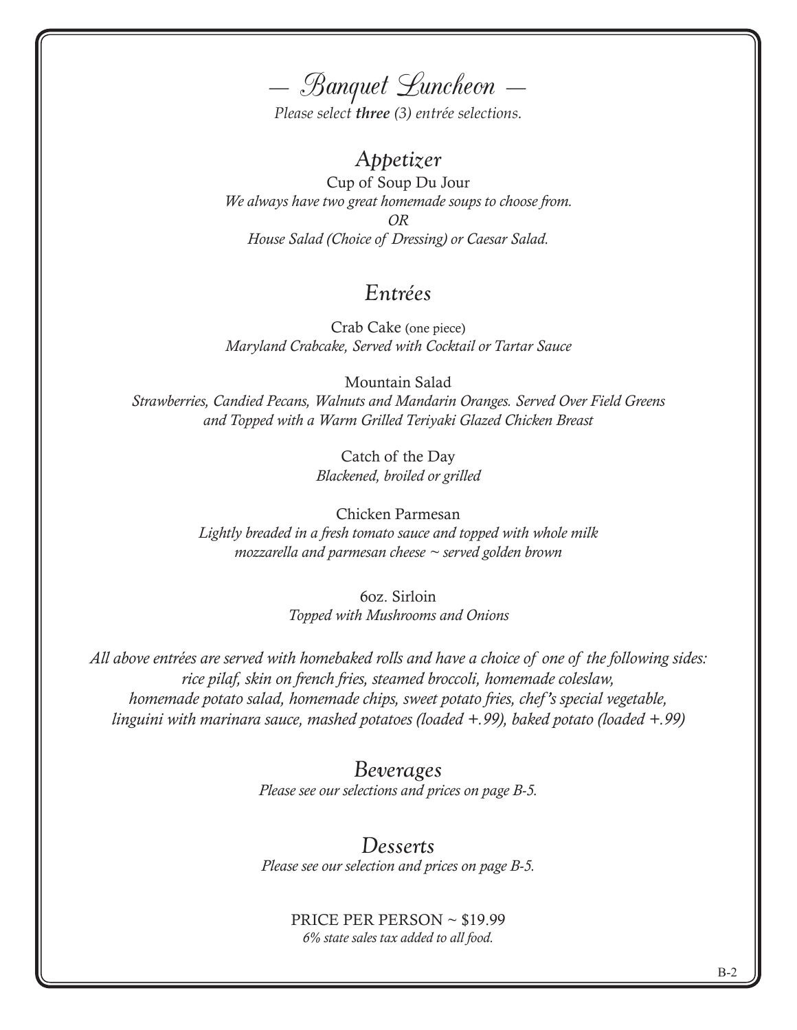# — Banquet Luncheon —

*Please select **three** (3) entrée selections.*

## Appetizer

Cup of Soup Du Jour

*We always have two great homemade soups to choose from.*

*OR*

*House Salad (Choice of Dressing) or Caesar Salad.*

## Entrées

Crab Cake (one piece)

*Maryland Crabcake, Served with Cocktail or Tartar Sauce*

Mountain Salad

*Strawberries, Candied Pecans, Walnuts and Mandarin Oranges. Served Over Field Greens and Topped with a Warm Grilled Teriyaki Glazed Chicken Breast*

Catch of the Day

*Blackened, broiled or grilled*

Chicken Parmesan

*Lightly breaded in a fresh tomato sauce and topped with whole milk mozzarella and parmesan cheese ~ served golden brown*

6oz. Sirloin

*Topped with Mushrooms and Onions*

*All above entrées are served with homebaked rolls and have a choice of one of the following sides: rice pilaf, skin on french fries, steamed broccoli, homemade coleslaw, homemade potato salad, homemade chips, sweet potato fries, chef's special vegetable, linguini with marinara sauce, mashed potatoes (loaded +.99), baked potato (loaded +.99)*

## Beverages

*Please see our selections and prices on page B-5.*

## Desserts

*Please see our selection and prices on page B-5.*

PRICE PER PERSON ~ $19.99

*6% state sales tax added to all food.*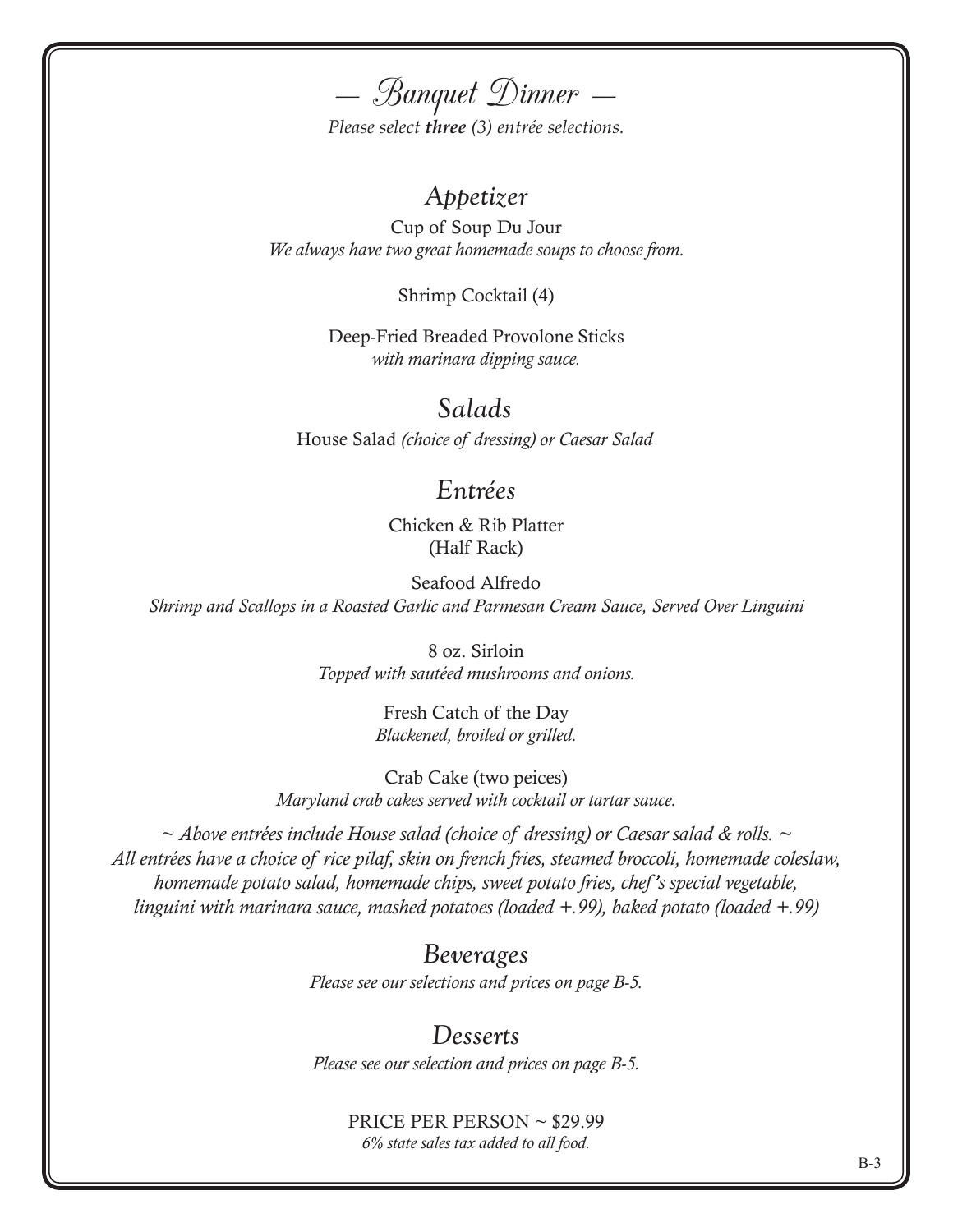# — Banquet Dinner —

*Please select **three** (3) entrée selections.*

## Appetizer

Cup of Soup Du Jour
*We always have two great homemade soups to choose from.*

Shrimp Cocktail (4)

Deep-Fried Breaded Provolone Sticks
*with marinara dipping sauce.*

## Salads

House Salad *(choice of dressing) or Caesar Salad*

## Entrées

Chicken & Rib Platter
(Half Rack)

Seafood Alfredo
*Shrimp and Scallops in a Roasted Garlic and Parmesan Cream Sauce, Served Over Linguini*

8 oz. Sirloin
*Topped with sautéed mushrooms and onions.*

Fresh Catch of the Day
*Blackened, broiled or grilled.*

Crab Cake (two peices)
*Maryland crab cakes served with cocktail or tartar sauce.*

*~ Above entrées include House salad (choice of dressing) or Caesar salad & rolls. ~*
*All entrées have a choice of rice pilaf, skin on french fries, steamed broccoli, homemade coleslaw, homemade potato salad, homemade chips, sweet potato fries, chef's special vegetable, linguini with marinara sauce, mashed potatoes (loaded +.99), baked potato (loaded +.99)*

## Beverages

*Please see our selections and prices on page B-5.*

## Desserts

*Please see our selection and prices on page B-5.*

PRICE PER PERSON ~ $29.99
*6% state sales tax added to all food.*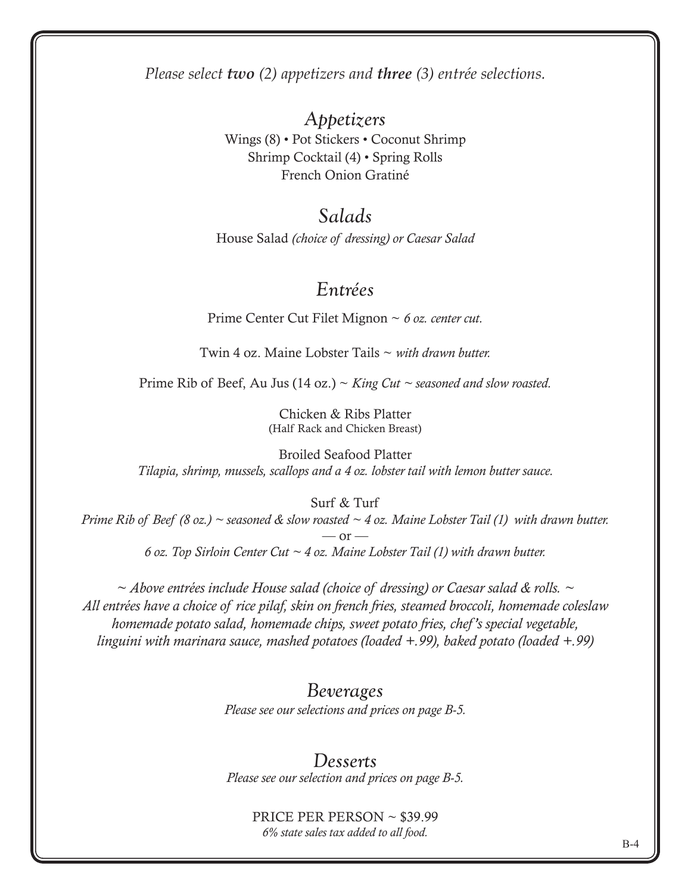*Please select **two** (2) appetizers and **three** (3) entrée selections.*

## *Appetizers*

Wings (8) • Pot Stickers • Coconut Shrimp
Shrimp Cocktail (4) • Spring Rolls
French Onion Gratiné

## *Salads*

House Salad *(choice of dressing) or Caesar Salad*

## *Entrées*

Prime Center Cut Filet Mignon ~ *6 oz. center cut.*

Twin 4 oz. Maine Lobster Tails ~ *with drawn butter.*

Prime Rib of Beef, Au Jus (14 oz.) ~ *King Cut ~ seasoned and slow roasted.*

Chicken & Ribs Platter
(Half Rack and Chicken Breast)

Broiled Seafood Platter
*Tilapia, shrimp, mussels, scallops and a 4 oz. lobster tail with lemon butter sauce.*

Surf & Turf
*Prime Rib of Beef (8 oz.) ~ seasoned & slow roasted ~ 4 oz. Maine Lobster Tail (1) with drawn butter.*
— or —
*6 oz. Top Sirloin Center Cut ~ 4 oz. Maine Lobster Tail (1) with drawn butter.*

*~ Above entrées include House salad (choice of dressing) or Caesar salad & rolls. ~*
*All entrées have a choice of rice pilaf, skin on french fries, steamed broccoli, homemade coleslaw homemade potato salad, homemade chips, sweet potato fries, chef's special vegetable, linguini with marinara sauce, mashed potatoes (loaded +.99), baked potato (loaded +.99)*

## *Beverages*

*Please see our selections and prices on page B-5.*

## *Desserts*

*Please see our selection and prices on page B-5.*

PRICE PER PERSON ~ $39.99
*6% state sales tax added to all food.*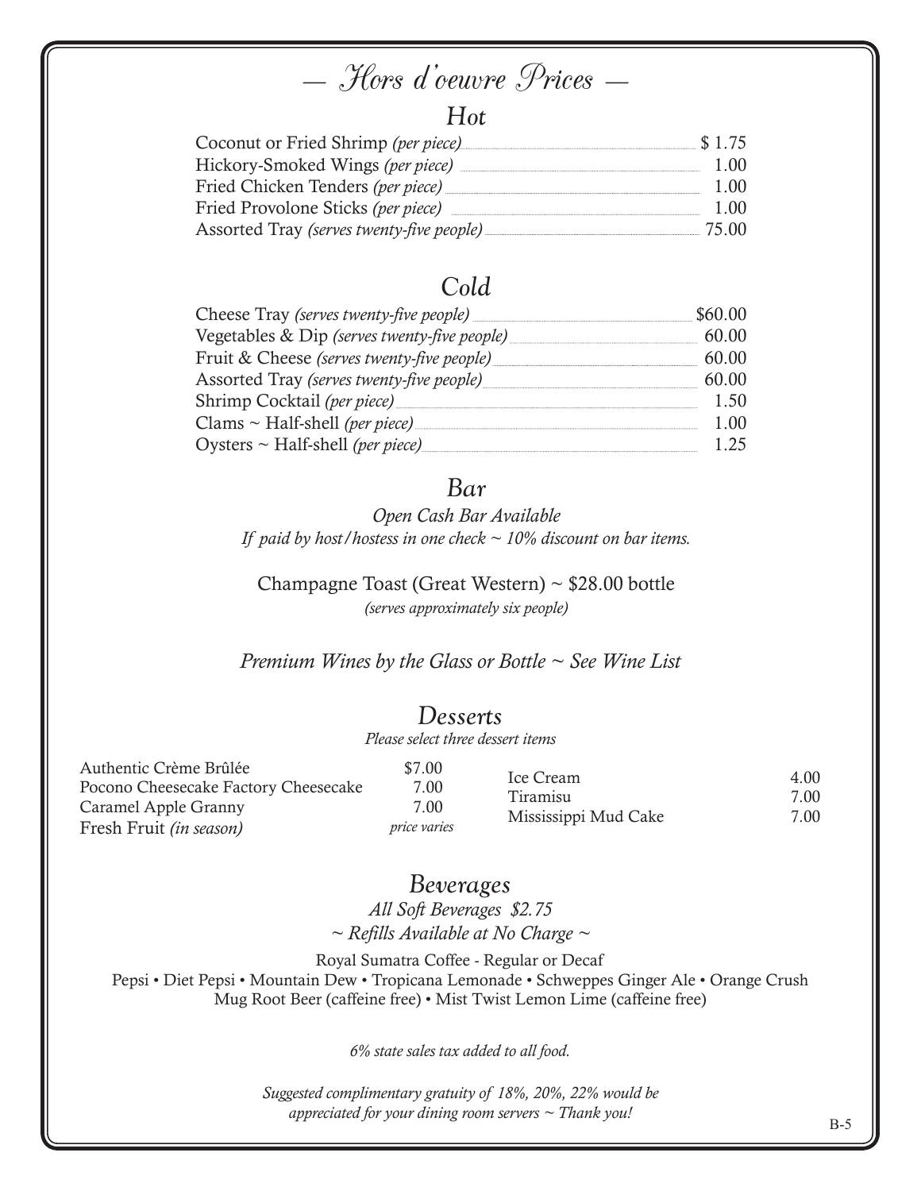# — Hors d'oeuvre Prices —

## Hot

| | |
|---|---|
| Coconut or Fried Shrimp *(per piece)* | $ 1.75 |
| Hickory-Smoked Wings *(per piece)* | 1.00 |
| Fried Chicken Tenders *(per piece)* | 1.00 |
| Fried Provolone Sticks *(per piece)* | 1.00 |
| Assorted Tray *(serves twenty-five people)* | 75.00 |

## Cold

| | |
|---|---|
| Cheese Tray *(serves twenty-five people)* | $60.00 |
| Vegetables & Dip *(serves twenty-five people)* | 60.00 |
| Fruit & Cheese *(serves twenty-five people)* | 60.00 |
| Assorted Tray *(serves twenty-five people)* | 60.00 |
| Shrimp Cocktail *(per piece)* | 1.50 |
| Clams ~ Half-shell *(per piece)* | 1.00 |
| Oysters ~ Half-shell *(per piece)* | 1.25 |

## Bar

*Open Cash Bar Available*

*If paid by host/hostess in one check ~ 10% discount on bar items.*

Champagne Toast (Great Western) ~ $28.00 bottle

*(serves approximately six people)*

*Premium Wines by the Glass or Bottle ~ See Wine List*

## Desserts

*Please select three dessert items*

| | | | |
|---|---|---|---|
| Authentic Crème Brûlée | $7.00 | Ice Cream | 4.00 |
| Pocono Cheesecake Factory Cheesecake | 7.00 | Tiramisu | 7.00 |
| Caramel Apple Granny | 7.00 | Mississippi Mud Cake | 7.00 |
| Fresh Fruit *(in season)* | *price varies* | | |

## Beverages

*All Soft Beverages $2.75*

*~ Refills Available at No Charge ~*

Royal Sumatra Coffee - Regular or Decaf

Pepsi • Diet Pepsi • Mountain Dew • Tropicana Lemonade • Schweppes Ginger Ale • Orange Crush

Mug Root Beer (caffeine free) • Mist Twist Lemon Lime (caffeine free)

*6% state sales tax added to all food.*

*Suggested complimentary gratuity of 18%, 20%, 22% would be appreciated for your dining room servers ~ Thank you!*